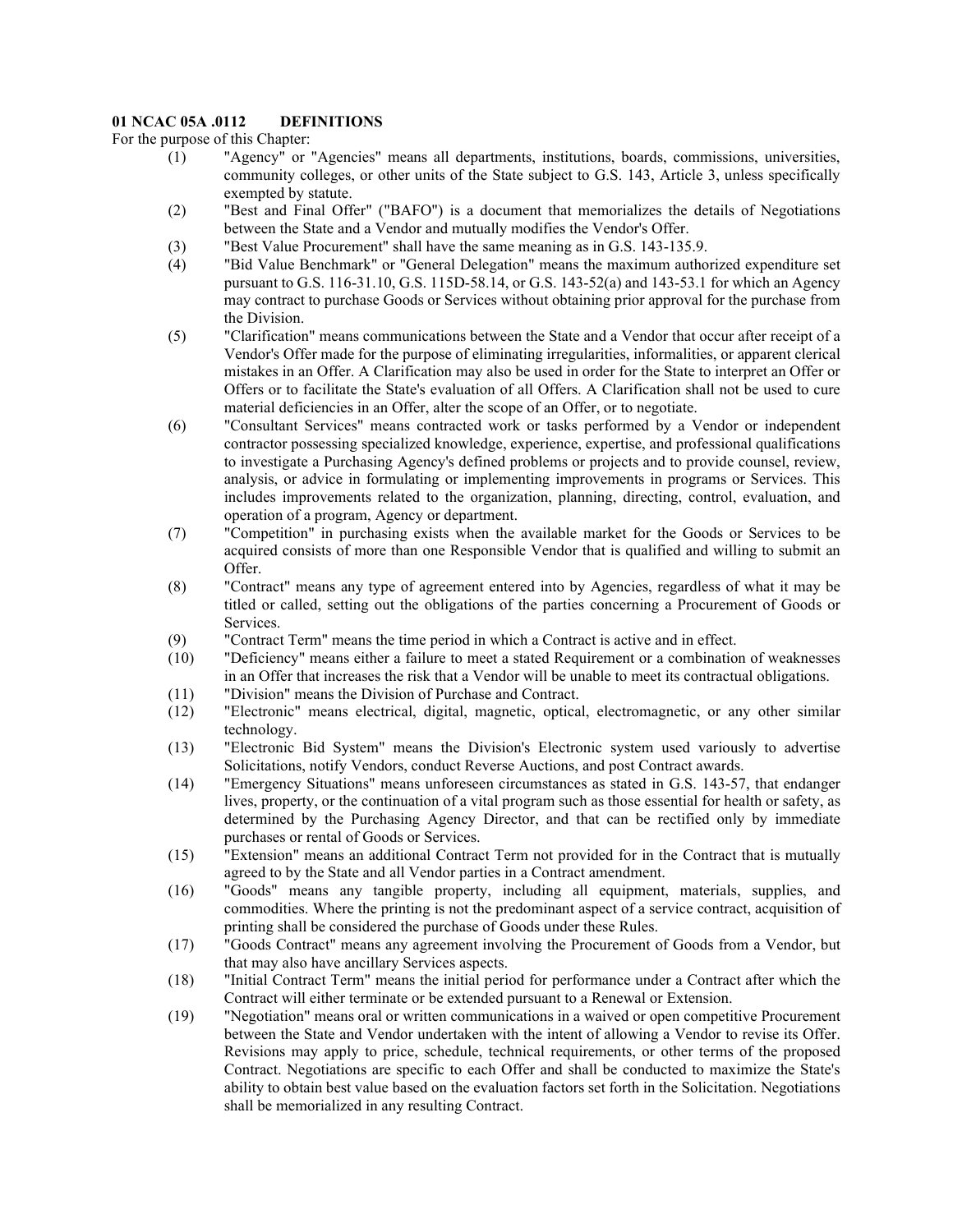**01 NCAC 05A .0112 DEFINITIONS**

For the purpose of this Chapter:

(1) "Agency" or "Agencies" means all departments, institutions, boards, commissions, universities, community colleges, or other units of the State subject to G.S. 143, Article 3, unless specifically exempted by statute.

(2) "Best and Final Offer" ("BAFO") is a document that memorializes the details of Negotiations between the State and a Vendor and mutually modifies the Vendor's Offer.

(3) "Best Value Procurement" shall have the same meaning as in G.S. 143-135.9.

(4) "Bid Value Benchmark" or "General Delegation" means the maximum authorized expenditure set pursuant to G.S. 116-31.10, G.S. 115D-58.14, or G.S. 143-52(a) and 143-53.1 for which an Agency may contract to purchase Goods or Services without obtaining prior approval for the purchase from the Division.

(5) "Clarification" means communications between the State and a Vendor that occur after receipt of a Vendor's Offer made for the purpose of eliminating irregularities, informalities, or apparent clerical mistakes in an Offer. A Clarification may also be used in order for the State to interpret an Offer or Offers or to facilitate the State's evaluation of all Offers. A Clarification shall not be used to cure material deficiencies in an Offer, alter the scope of an Offer, or to negotiate.

(6) "Consultant Services" means contracted work or tasks performed by a Vendor or independent contractor possessing specialized knowledge, experience, expertise, and professional qualifications to investigate a Purchasing Agency's defined problems or projects and to provide counsel, review, analysis, or advice in formulating or implementing improvements in programs or Services. This includes improvements related to the organization, planning, directing, control, evaluation, and operation of a program, Agency or department.

(7) "Competition" in purchasing exists when the available market for the Goods or Services to be acquired consists of more than one Responsible Vendor that is qualified and willing to submit an Offer.

(8) "Contract" means any type of agreement entered into by Agencies, regardless of what it may be titled or called, setting out the obligations of the parties concerning a Procurement of Goods or Services.

(9) "Contract Term" means the time period in which a Contract is active and in effect.

(10) "Deficiency" means either a failure to meet a stated Requirement or a combination of weaknesses in an Offer that increases the risk that a Vendor will be unable to meet its contractual obligations.

(11) "Division" means the Division of Purchase and Contract.

(12) "Electronic" means electrical, digital, magnetic, optical, electromagnetic, or any other similar technology.

(13) "Electronic Bid System" means the Division's Electronic system used variously to advertise Solicitations, notify Vendors, conduct Reverse Auctions, and post Contract awards.

(14) "Emergency Situations" means unforeseen circumstances as stated in G.S. 143-57, that endanger lives, property, or the continuation of a vital program such as those essential for health or safety, as determined by the Purchasing Agency Director, and that can be rectified only by immediate purchases or rental of Goods or Services.

(15) "Extension" means an additional Contract Term not provided for in the Contract that is mutually agreed to by the State and all Vendor parties in a Contract amendment.

(16) "Goods" means any tangible property, including all equipment, materials, supplies, and commodities. Where the printing is not the predominant aspect of a service contract, acquisition of printing shall be considered the purchase of Goods under these Rules.

(17) "Goods Contract" means any agreement involving the Procurement of Goods from a Vendor, but that may also have ancillary Services aspects.

(18) "Initial Contract Term" means the initial period for performance under a Contract after which the Contract will either terminate or be extended pursuant to a Renewal or Extension.

(19) "Negotiation" means oral or written communications in a waived or open competitive Procurement between the State and Vendor undertaken with the intent of allowing a Vendor to revise its Offer. Revisions may apply to price, schedule, technical requirements, or other terms of the proposed Contract. Negotiations are specific to each Offer and shall be conducted to maximize the State's ability to obtain best value based on the evaluation factors set forth in the Solicitation. Negotiations shall be memorialized in any resulting Contract.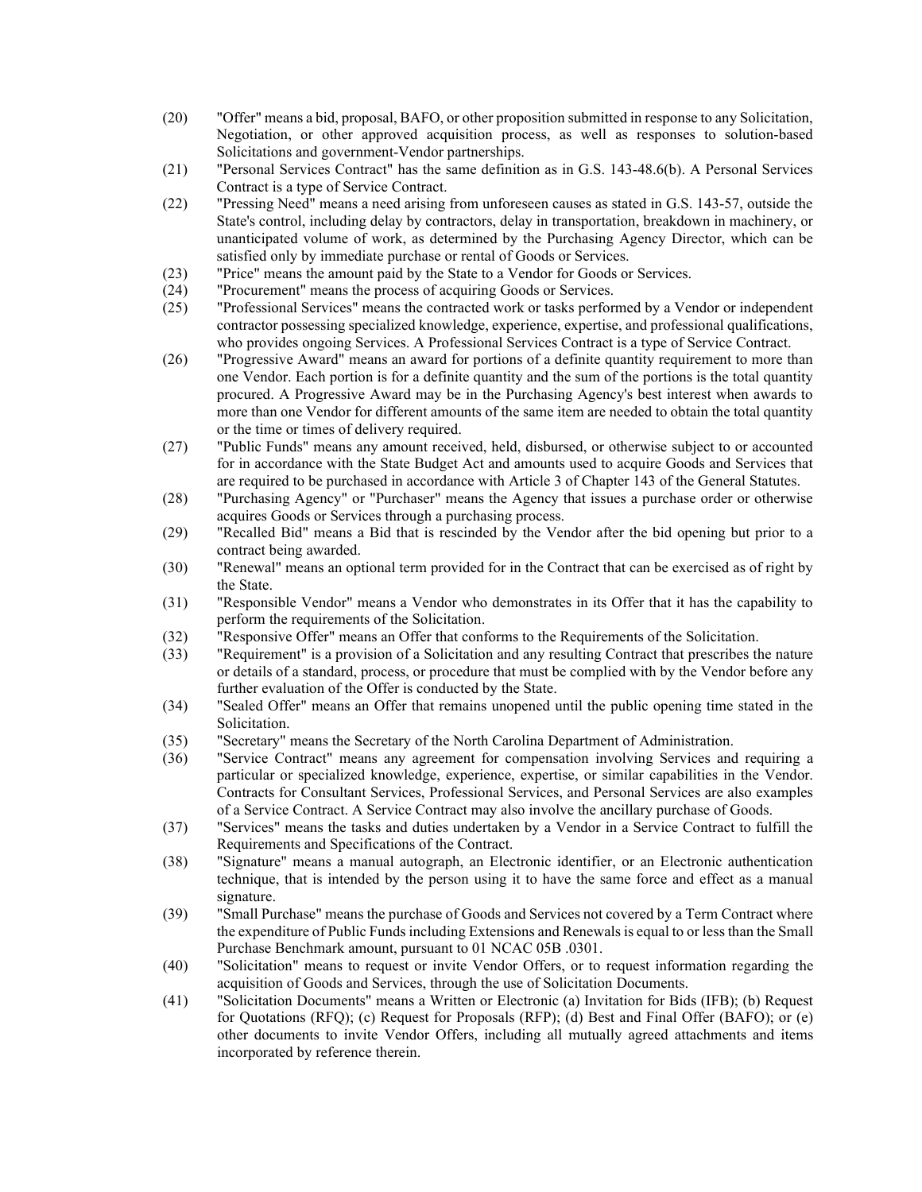(20) "Offer" means a bid, proposal, BAFO, or other proposition submitted in response to any Solicitation, Negotiation, or other approved acquisition process, as well as responses to solution-based Solicitations and government-Vendor partnerships.

(21) "Personal Services Contract" has the same definition as in G.S. 143-48.6(b). A Personal Services Contract is a type of Service Contract.

(22) "Pressing Need" means a need arising from unforeseen causes as stated in G.S. 143-57, outside the State's control, including delay by contractors, delay in transportation, breakdown in machinery, or unanticipated volume of work, as determined by the Purchasing Agency Director, which can be satisfied only by immediate purchase or rental of Goods or Services.

(23) "Price" means the amount paid by the State to a Vendor for Goods or Services.

(24) "Procurement" means the process of acquiring Goods or Services.

(25) "Professional Services" means the contracted work or tasks performed by a Vendor or independent contractor possessing specialized knowledge, experience, expertise, and professional qualifications, who provides ongoing Services. A Professional Services Contract is a type of Service Contract.

(26) "Progressive Award" means an award for portions of a definite quantity requirement to more than one Vendor. Each portion is for a definite quantity and the sum of the portions is the total quantity procured. A Progressive Award may be in the Purchasing Agency's best interest when awards to more than one Vendor for different amounts of the same item are needed to obtain the total quantity or the time or times of delivery required.

(27) "Public Funds" means any amount received, held, disbursed, or otherwise subject to or accounted for in accordance with the State Budget Act and amounts used to acquire Goods and Services that are required to be purchased in accordance with Article 3 of Chapter 143 of the General Statutes.

(28) "Purchasing Agency" or "Purchaser" means the Agency that issues a purchase order or otherwise acquires Goods or Services through a purchasing process.

(29) "Recalled Bid" means a Bid that is rescinded by the Vendor after the bid opening but prior to a contract being awarded.

(30) "Renewal" means an optional term provided for in the Contract that can be exercised as of right by the State.

(31) "Responsible Vendor" means a Vendor who demonstrates in its Offer that it has the capability to perform the requirements of the Solicitation.

(32) "Responsive Offer" means an Offer that conforms to the Requirements of the Solicitation.

(33) "Requirement" is a provision of a Solicitation and any resulting Contract that prescribes the nature or details of a standard, process, or procedure that must be complied with by the Vendor before any further evaluation of the Offer is conducted by the State.

(34) "Sealed Offer" means an Offer that remains unopened until the public opening time stated in the Solicitation.

(35) "Secretary" means the Secretary of the North Carolina Department of Administration.

(36) "Service Contract" means any agreement for compensation involving Services and requiring a particular or specialized knowledge, experience, expertise, or similar capabilities in the Vendor. Contracts for Consultant Services, Professional Services, and Personal Services are also examples of a Service Contract. A Service Contract may also involve the ancillary purchase of Goods.

(37) "Services" means the tasks and duties undertaken by a Vendor in a Service Contract to fulfill the Requirements and Specifications of the Contract.

(38) "Signature" means a manual autograph, an Electronic identifier, or an Electronic authentication technique, that is intended by the person using it to have the same force and effect as a manual signature.

(39) "Small Purchase" means the purchase of Goods and Services not covered by a Term Contract where the expenditure of Public Funds including Extensions and Renewals is equal to or less than the Small Purchase Benchmark amount, pursuant to 01 NCAC 05B .0301.

(40) "Solicitation" means to request or invite Vendor Offers, or to request information regarding the acquisition of Goods and Services, through the use of Solicitation Documents.

(41) "Solicitation Documents" means a Written or Electronic (a) Invitation for Bids (IFB); (b) Request for Quotations (RFQ); (c) Request for Proposals (RFP); (d) Best and Final Offer (BAFO); or (e) other documents to invite Vendor Offers, including all mutually agreed attachments and items incorporated by reference therein.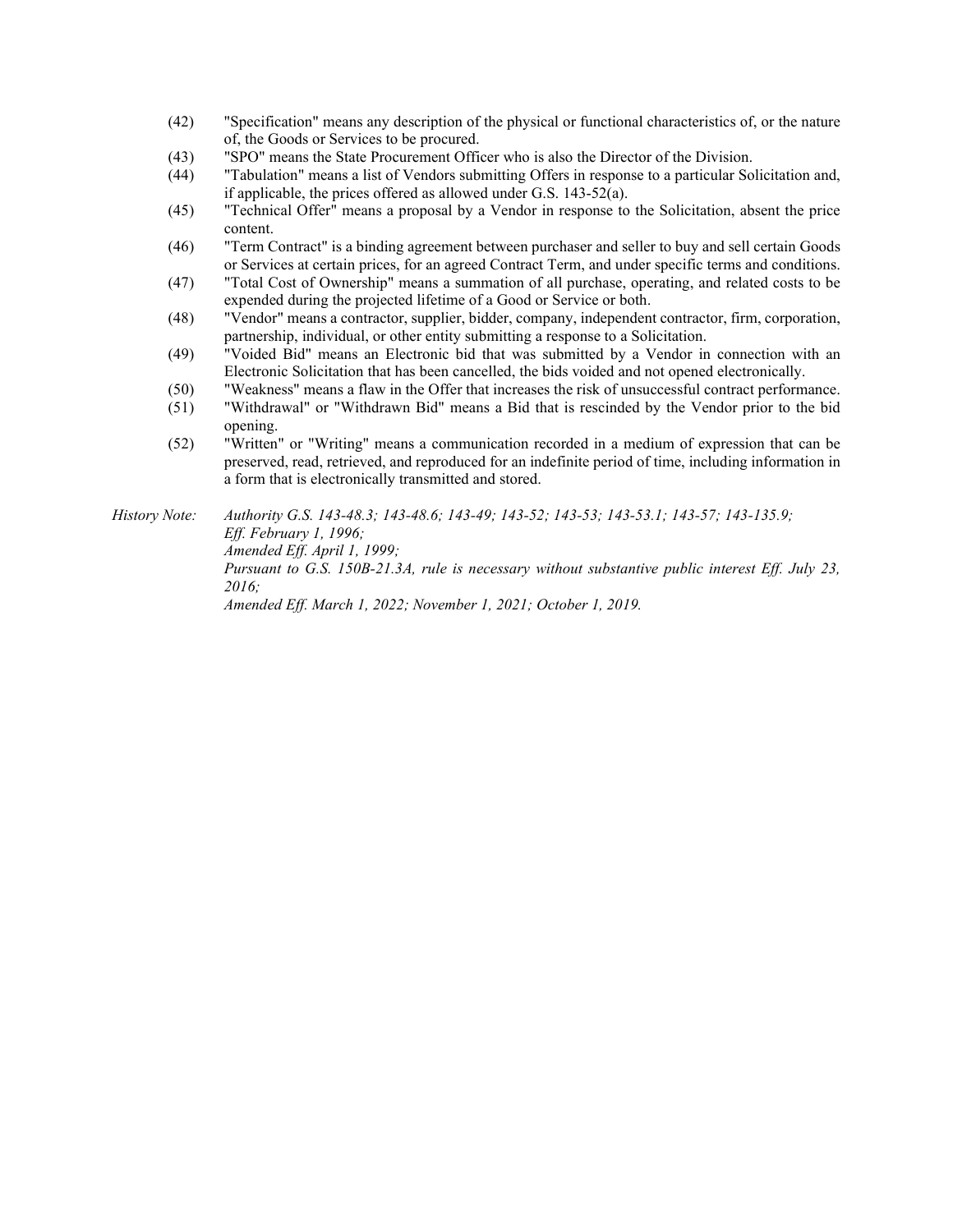(42) "Specification" means any description of the physical or functional characteristics of, or the nature of, the Goods or Services to be procured.

(43) "SPO" means the State Procurement Officer who is also the Director of the Division.

(44) "Tabulation" means a list of Vendors submitting Offers in response to a particular Solicitation and, if applicable, the prices offered as allowed under G.S. 143-52(a).

(45) "Technical Offer" means a proposal by a Vendor in response to the Solicitation, absent the price content.

(46) "Term Contract" is a binding agreement between purchaser and seller to buy and sell certain Goods or Services at certain prices, for an agreed Contract Term, and under specific terms and conditions.

(47) "Total Cost of Ownership" means a summation of all purchase, operating, and related costs to be expended during the projected lifetime of a Good or Service or both.

(48) "Vendor" means a contractor, supplier, bidder, company, independent contractor, firm, corporation, partnership, individual, or other entity submitting a response to a Solicitation.

(49) "Voided Bid" means an Electronic bid that was submitted by a Vendor in connection with an Electronic Solicitation that has been cancelled, the bids voided and not opened electronically.

(50) "Weakness" means a flaw in the Offer that increases the risk of unsuccessful contract performance.

(51) "Withdrawal" or "Withdrawn Bid" means a Bid that is rescinded by the Vendor prior to the bid opening.

(52) "Written" or "Writing" means a communication recorded in a medium of expression that can be preserved, read, retrieved, and reproduced for an indefinite period of time, including information in a form that is electronically transmitted and stored.

*History Note: Authority G.S. 143-48.3; 143-48.6; 143-49; 143-52; 143-53; 143-53.1; 143-57; 143-135.9;*
*Eff. February 1, 1996;*
*Amended Eff. April 1, 1999;*
*Pursuant to G.S. 150B-21.3A, rule is necessary without substantive public interest Eff. July 23, 2016;*
*Amended Eff. March 1, 2022; November 1, 2021; October 1, 2019.*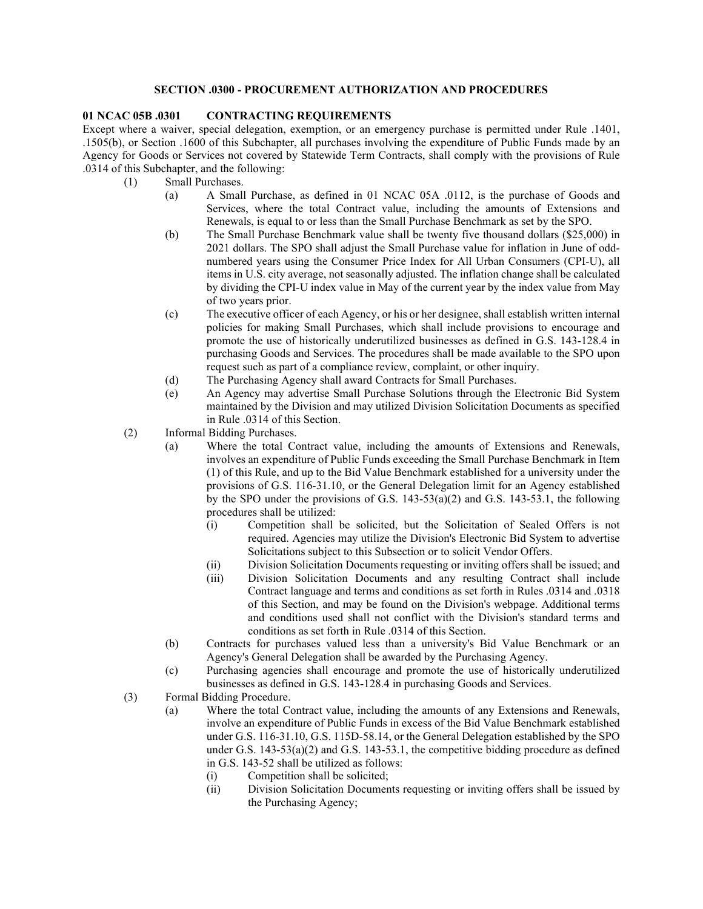## SECTION .0300 - PROCUREMENT AUTHORIZATION AND PROCEDURES

### 01 NCAC 05B .0301 CONTRACTING REQUIREMENTS

Except where a waiver, special delegation, exemption, or an emergency purchase is permitted under Rule .1401, .1505(b), or Section .1600 of this Subchapter, all purchases involving the expenditure of Public Funds made by an Agency for Goods or Services not covered by Statewide Term Contracts, shall comply with the provisions of Rule .0314 of this Subchapter, and the following:

(1) Small Purchases.

   (a) A Small Purchase, as defined in 01 NCAC 05A .0112, is the purchase of Goods and Services, where the total Contract value, including the amounts of Extensions and Renewals, is equal to or less than the Small Purchase Benchmark as set by the SPO.

   (b) The Small Purchase Benchmark value shall be twenty five thousand dollars ($25,000) in 2021 dollars. The SPO shall adjust the Small Purchase value for inflation in June of odd-numbered years using the Consumer Price Index for All Urban Consumers (CPI-U), all items in U.S. city average, not seasonally adjusted. The inflation change shall be calculated by dividing the CPI-U index value in May of the current year by the index value from May of two years prior.

   (c) The executive officer of each Agency, or his or her designee, shall establish written internal policies for making Small Purchases, which shall include provisions to encourage and promote the use of historically underutilized businesses as defined in G.S. 143-128.4 in purchasing Goods and Services. The procedures shall be made available to the SPO upon request such as part of a compliance review, complaint, or other inquiry.

   (d) The Purchasing Agency shall award Contracts for Small Purchases.

   (e) An Agency may advertise Small Purchase Solutions through the Electronic Bid System maintained by the Division and may utilized Division Solicitation Documents as specified in Rule .0314 of this Section.

(2) Informal Bidding Purchases.

   (a) Where the total Contract value, including the amounts of Extensions and Renewals, involves an expenditure of Public Funds exceeding the Small Purchase Benchmark in Item (1) of this Rule, and up to the Bid Value Benchmark established for a university under the provisions of G.S. 116-31.10, or the General Delegation limit for an Agency established by the SPO under the provisions of G.S. 143-53(a)(2) and G.S. 143-53.1, the following procedures shall be utilized:

      (i) Competition shall be solicited, but the Solicitation of Sealed Offers is not required. Agencies may utilize the Division's Electronic Bid System to advertise Solicitations subject to this Subsection or to solicit Vendor Offers.

      (ii) Division Solicitation Documents requesting or inviting offers shall be issued; and

      (iii) Division Solicitation Documents and any resulting Contract shall include Contract language and terms and conditions as set forth in Rules .0314 and .0318 of this Section, and may be found on the Division's webpage. Additional terms and conditions used shall not conflict with the Division's standard terms and conditions as set forth in Rule .0314 of this Section.

   (b) Contracts for purchases valued less than a university's Bid Value Benchmark or an Agency's General Delegation shall be awarded by the Purchasing Agency.

   (c) Purchasing agencies shall encourage and promote the use of historically underutilized businesses as defined in G.S. 143-128.4 in purchasing Goods and Services.

(3) Formal Bidding Procedure.

   (a) Where the total Contract value, including the amounts of any Extensions and Renewals, involve an expenditure of Public Funds in excess of the Bid Value Benchmark established under G.S. 116-31.10, G.S. 115D-58.14, or the General Delegation established by the SPO under G.S. 143-53(a)(2) and G.S. 143-53.1, the competitive bidding procedure as defined in G.S. 143-52 shall be utilized as follows:

      (i) Competition shall be solicited;

      (ii) Division Solicitation Documents requesting or inviting offers shall be issued by the Purchasing Agency;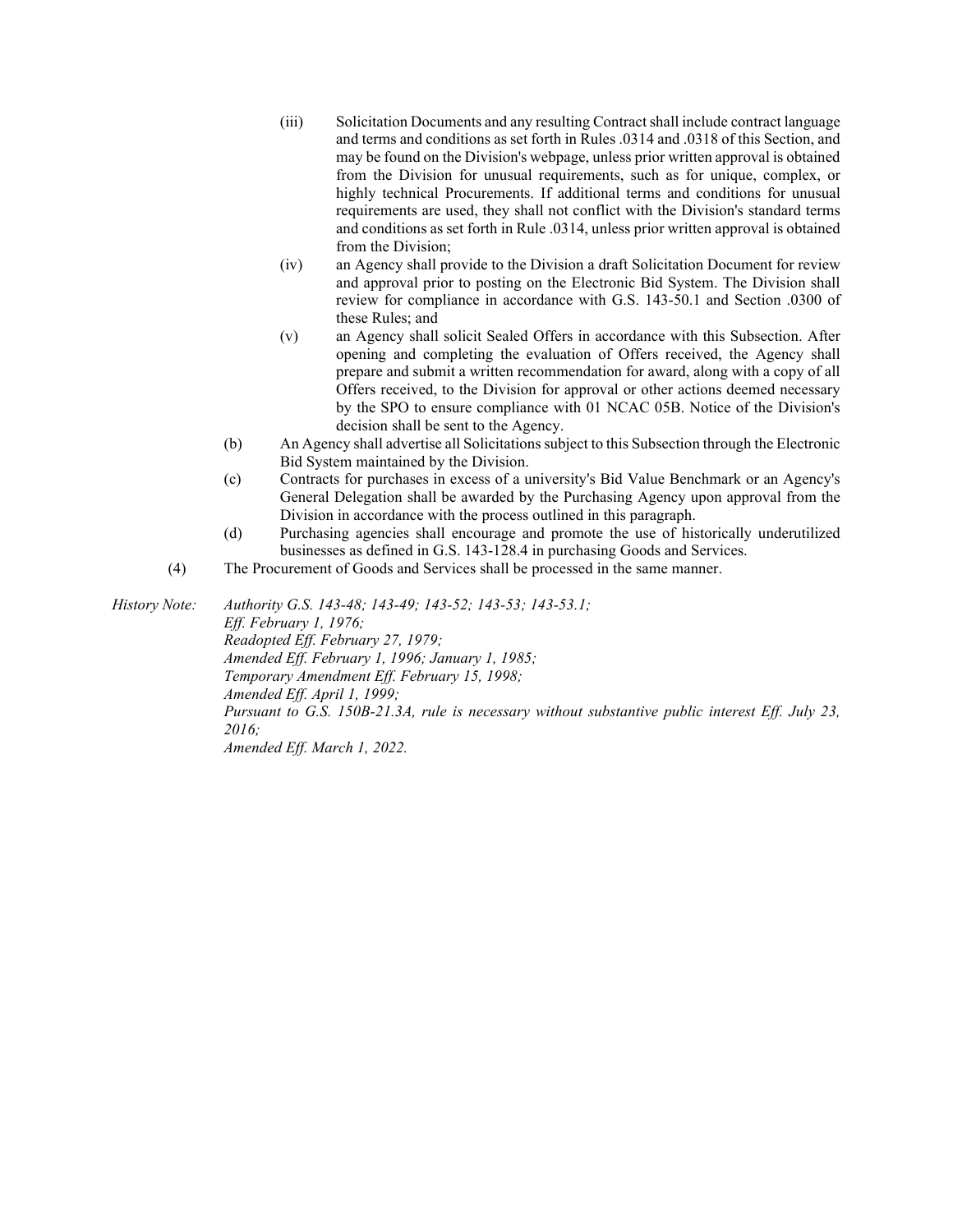(iii) Solicitation Documents and any resulting Contract shall include contract language and terms and conditions as set forth in Rules .0314 and .0318 of this Section, and may be found on the Division's webpage, unless prior written approval is obtained from the Division for unusual requirements, such as for unique, complex, or highly technical Procurements. If additional terms and conditions for unusual requirements are used, they shall not conflict with the Division's standard terms and conditions as set forth in Rule .0314, unless prior written approval is obtained from the Division;

(iv) an Agency shall provide to the Division a draft Solicitation Document for review and approval prior to posting on the Electronic Bid System. The Division shall review for compliance in accordance with G.S. 143-50.1 and Section .0300 of these Rules; and

(v) an Agency shall solicit Sealed Offers in accordance with this Subsection. After opening and completing the evaluation of Offers received, the Agency shall prepare and submit a written recommendation for award, along with a copy of all Offers received, to the Division for approval or other actions deemed necessary by the SPO to ensure compliance with 01 NCAC 05B. Notice of the Division's decision shall be sent to the Agency.

(b) An Agency shall advertise all Solicitations subject to this Subsection through the Electronic Bid System maintained by the Division.

(c) Contracts for purchases in excess of a university's Bid Value Benchmark or an Agency's General Delegation shall be awarded by the Purchasing Agency upon approval from the Division in accordance with the process outlined in this paragraph.

(d) Purchasing agencies shall encourage and promote the use of historically underutilized businesses as defined in G.S. 143-128.4 in purchasing Goods and Services.

(4) The Procurement of Goods and Services shall be processed in the same manner.

*History Note:* *Authority G.S. 143-48; 143-49; 143-52; 143-53; 143-53.1;*
*Eff. February 1, 1976;*
*Readopted Eff. February 27, 1979;*
*Amended Eff. February 1, 1996; January 1, 1985;*
*Temporary Amendment Eff. February 15, 1998;*
*Amended Eff. April 1, 1999;*
*Pursuant to G.S. 150B-21.3A, rule is necessary without substantive public interest Eff. July 23, 2016;*
*Amended Eff. March 1, 2022.*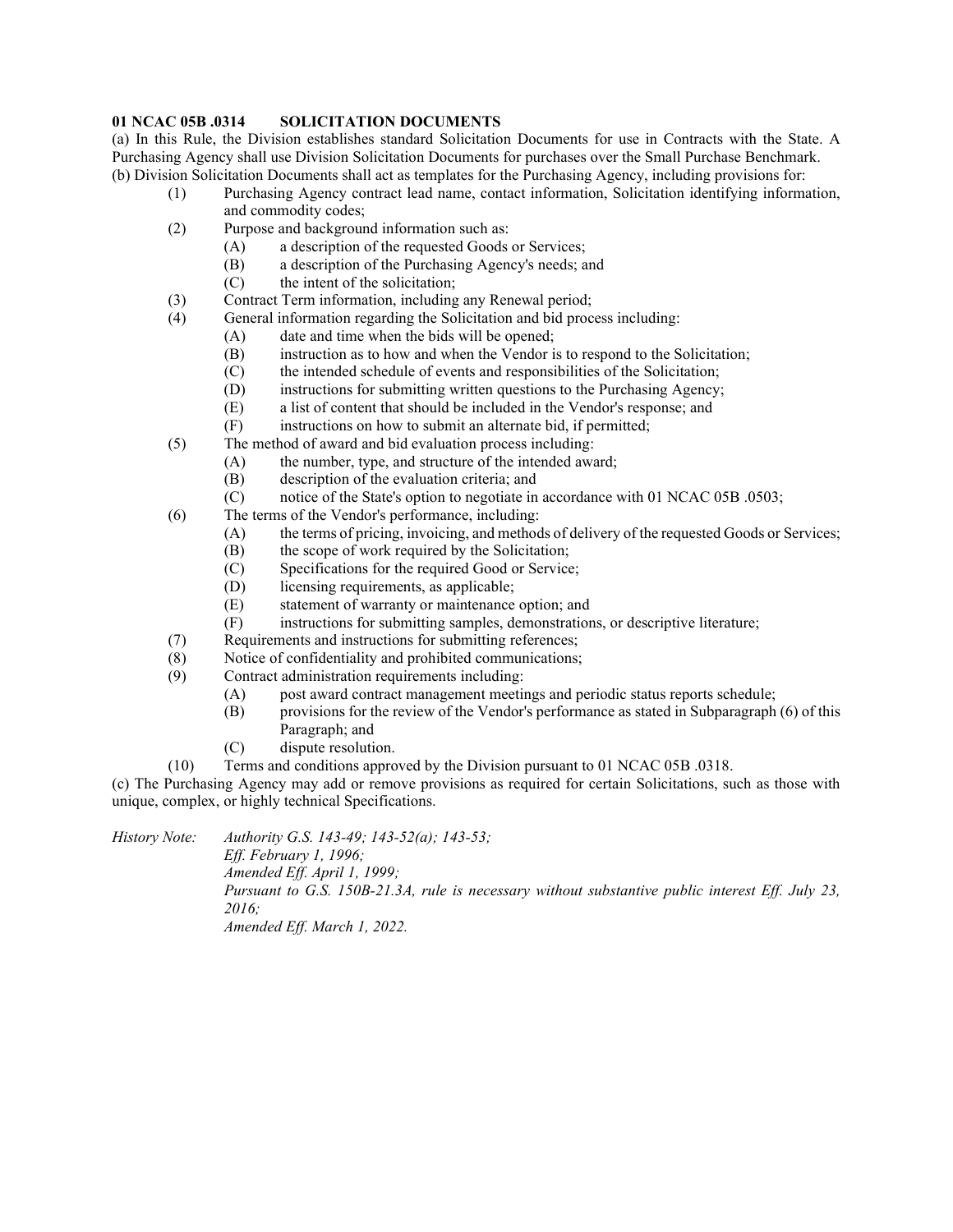**01 NCAC 05B .0314 SOLICITATION DOCUMENTS**

(a) In this Rule, the Division establishes standard Solicitation Documents for use in Contracts with the State. A Purchasing Agency shall use Division Solicitation Documents for purchases over the Small Purchase Benchmark.

(b) Division Solicitation Documents shall act as templates for the Purchasing Agency, including provisions for:

- (1) Purchasing Agency contract lead name, contact information, Solicitation identifying information, and commodity codes;
- (2) Purpose and background information such as:
  - (A) a description of the requested Goods or Services;
  - (B) a description of the Purchasing Agency's needs; and
  - (C) the intent of the solicitation;
- (3) Contract Term information, including any Renewal period;
- (4) General information regarding the Solicitation and bid process including:
  - (A) date and time when the bids will be opened;
  - (B) instruction as to how and when the Vendor is to respond to the Solicitation;
  - (C) the intended schedule of events and responsibilities of the Solicitation;
  - (D) instructions for submitting written questions to the Purchasing Agency;
  - (E) a list of content that should be included in the Vendor's response; and
  - (F) instructions on how to submit an alternate bid, if permitted;
- (5) The method of award and bid evaluation process including:
  - (A) the number, type, and structure of the intended award;
  - (B) description of the evaluation criteria; and
  - (C) notice of the State's option to negotiate in accordance with 01 NCAC 05B .0503;
- (6) The terms of the Vendor's performance, including:
  - (A) the terms of pricing, invoicing, and methods of delivery of the requested Goods or Services;
  - (B) the scope of work required by the Solicitation;
  - (C) Specifications for the required Good or Service;
  - (D) licensing requirements, as applicable;
  - (E) statement of warranty or maintenance option; and
  - (F) instructions for submitting samples, demonstrations, or descriptive literature;
- (7) Requirements and instructions for submitting references;
- (8) Notice of confidentiality and prohibited communications;
- (9) Contract administration requirements including:
  - (A) post award contract management meetings and periodic status reports schedule;
  - (B) provisions for the review of the Vendor's performance as stated in Subparagraph (6) of this Paragraph; and
  - (C) dispute resolution.
- (10) Terms and conditions approved by the Division pursuant to 01 NCAC 05B .0318.

(c) The Purchasing Agency may add or remove provisions as required for certain Solicitations, such as those with unique, complex, or highly technical Specifications.

*History Note: Authority G.S. 143-49; 143-52(a); 143-53;*
*Eff. February 1, 1996;*
*Amended Eff. April 1, 1999;*
*Pursuant to G.S. 150B-21.3A, rule is necessary without substantive public interest Eff. July 23, 2016;*
*Amended Eff. March 1, 2022.*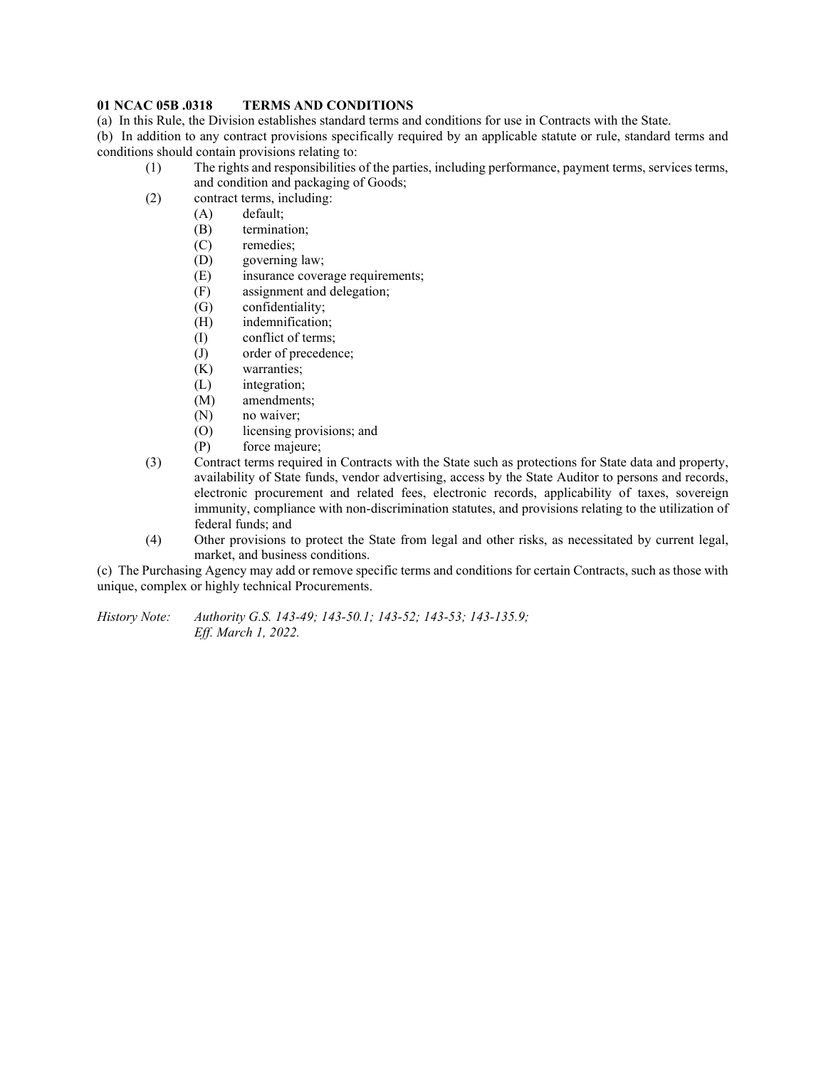**01 NCAC 05B .0318 TERMS AND CONDITIONS**

(a) In this Rule, the Division establishes standard terms and conditions for use in Contracts with the State.

(b) In addition to any contract provisions specifically required by an applicable statute or rule, standard terms and conditions should contain provisions relating to:

- (1) The rights and responsibilities of the parties, including performance, payment terms, services terms, and condition and packaging of Goods;
- (2) contract terms, including:
  - (A) default;
  - (B) termination;
  - (C) remedies;
  - (D) governing law;
  - (E) insurance coverage requirements;
  - (F) assignment and delegation;
  - (G) confidentiality;
  - (H) indemnification;
  - (I) conflict of terms;
  - (J) order of precedence;
  - (K) warranties;
  - (L) integration;
  - (M) amendments;
  - (N) no waiver;
  - (O) licensing provisions; and
  - (P) force majeure;
- (3) Contract terms required in Contracts with the State such as protections for State data and property, availability of State funds, vendor advertising, access by the State Auditor to persons and records, electronic procurement and related fees, electronic records, applicability of taxes, sovereign immunity, compliance with non-discrimination statutes, and provisions relating to the utilization of federal funds; and
- (4) Other provisions to protect the State from legal and other risks, as necessitated by current legal, market, and business conditions.

(c) The Purchasing Agency may add or remove specific terms and conditions for certain Contracts, such as those with unique, complex or highly technical Procurements.

*History Note: Authority G.S. 143-49; 143-50.1; 143-52; 143-53; 143-135.9;*
*Eff. March 1, 2022.*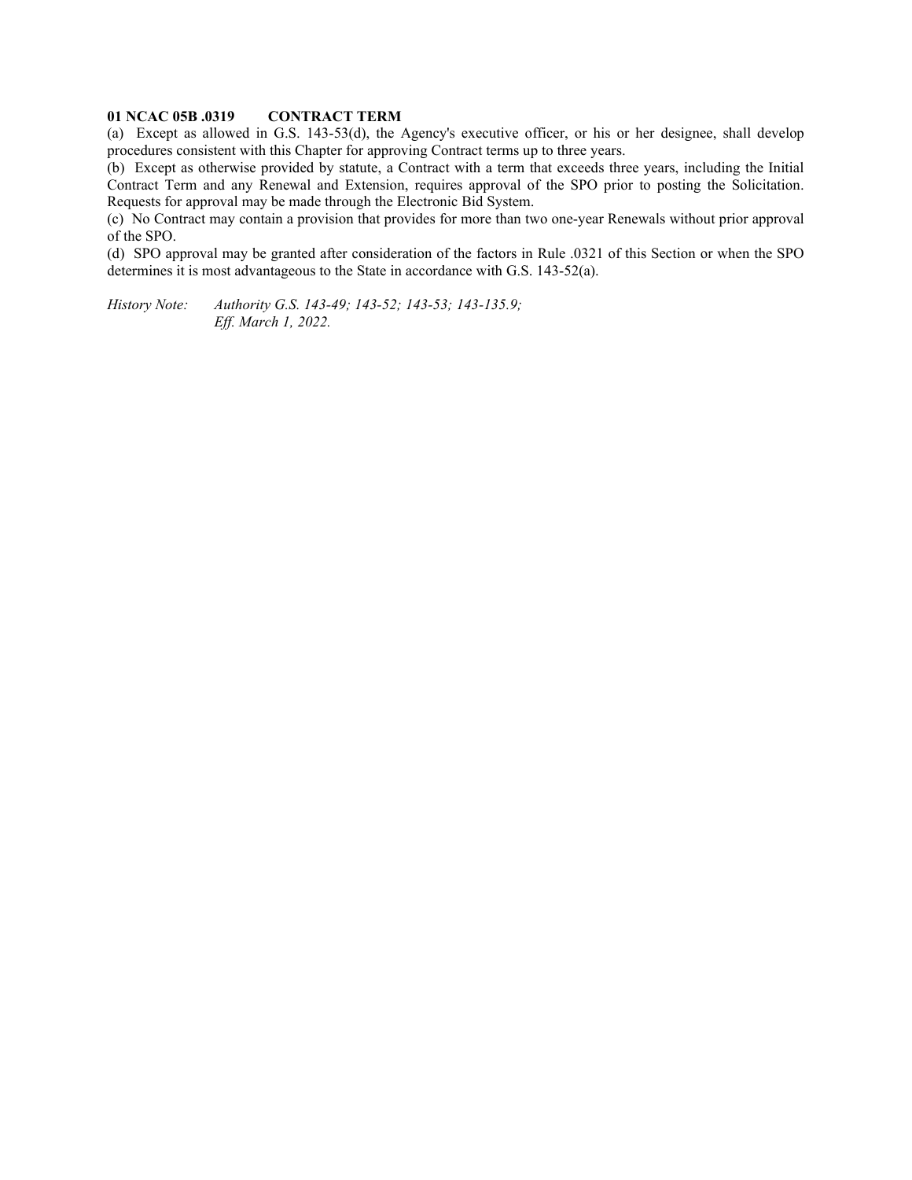**01 NCAC 05B .0319 CONTRACT TERM**

(a) Except as allowed in G.S. 143-53(d), the Agency's executive officer, or his or her designee, shall develop procedures consistent with this Chapter for approving Contract terms up to three years.

(b) Except as otherwise provided by statute, a Contract with a term that exceeds three years, including the Initial Contract Term and any Renewal and Extension, requires approval of the SPO prior to posting the Solicitation. Requests for approval may be made through the Electronic Bid System.

(c) No Contract may contain a provision that provides for more than two one-year Renewals without prior approval of the SPO.

(d) SPO approval may be granted after consideration of the factors in Rule .0321 of this Section or when the SPO determines it is most advantageous to the State in accordance with G.S. 143-52(a).

*History Note: Authority G.S. 143-49; 143-52; 143-53; 143-135.9;*
*Eff. March 1, 2022.*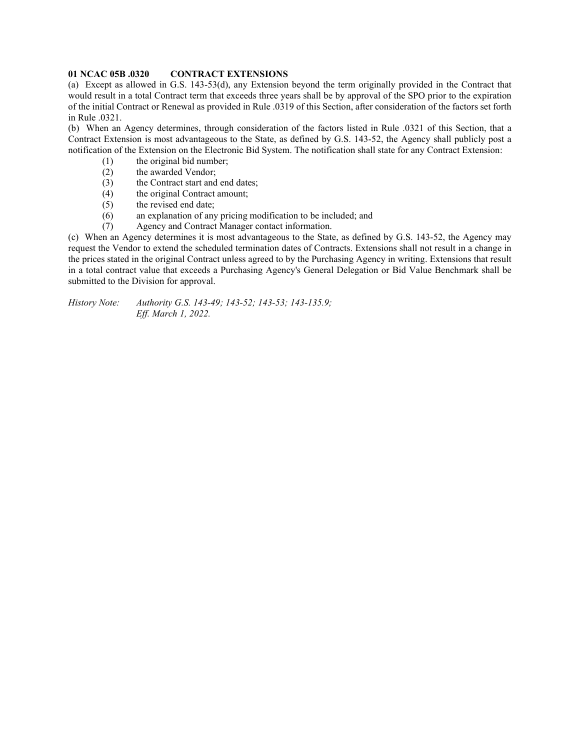**01 NCAC 05B .0320 CONTRACT EXTENSIONS**

(a) Except as allowed in G.S. 143-53(d), any Extension beyond the term originally provided in the Contract that would result in a total Contract term that exceeds three years shall be by approval of the SPO prior to the expiration of the initial Contract or Renewal as provided in Rule .0319 of this Section, after consideration of the factors set forth in Rule .0321.

(b) When an Agency determines, through consideration of the factors listed in Rule .0321 of this Section, that a Contract Extension is most advantageous to the State, as defined by G.S. 143-52, the Agency shall publicly post a notification of the Extension on the Electronic Bid System. The notification shall state for any Contract Extension:

- (1) the original bid number;
- (2) the awarded Vendor;
- (3) the Contract start and end dates;
- (4) the original Contract amount;
- (5) the revised end date;
- (6) an explanation of any pricing modification to be included; and
- (7) Agency and Contract Manager contact information.

(c) When an Agency determines it is most advantageous to the State, as defined by G.S. 143-52, the Agency may request the Vendor to extend the scheduled termination dates of Contracts. Extensions shall not result in a change in the prices stated in the original Contract unless agreed to by the Purchasing Agency in writing. Extensions that result in a total contract value that exceeds a Purchasing Agency's General Delegation or Bid Value Benchmark shall be submitted to the Division for approval.

*History Note: Authority G.S. 143-49; 143-52; 143-53; 143-135.9;*
*Eff. March 1, 2022.*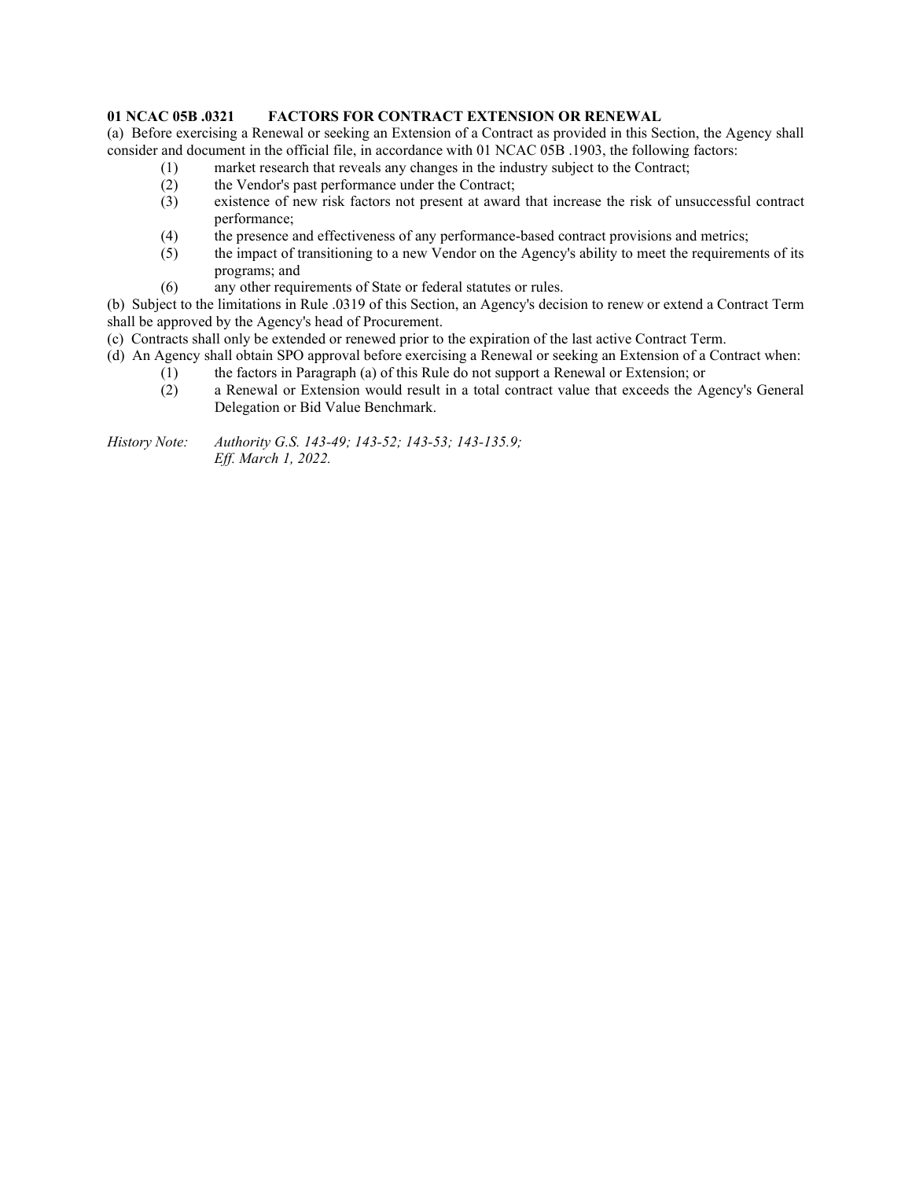**01 NCAC 05B .0321 FACTORS FOR CONTRACT EXTENSION OR RENEWAL**

(a) Before exercising a Renewal or seeking an Extension of a Contract as provided in this Section, the Agency shall consider and document in the official file, in accordance with 01 NCAC 05B .1903, the following factors:

(1) market research that reveals any changes in the industry subject to the Contract;
(2) the Vendor's past performance under the Contract;
(3) existence of new risk factors not present at award that increase the risk of unsuccessful contract performance;
(4) the presence and effectiveness of any performance-based contract provisions and metrics;
(5) the impact of transitioning to a new Vendor on the Agency's ability to meet the requirements of its programs; and
(6) any other requirements of State or federal statutes or rules.

(b) Subject to the limitations in Rule .0319 of this Section, an Agency's decision to renew or extend a Contract Term shall be approved by the Agency's head of Procurement.

(c) Contracts shall only be extended or renewed prior to the expiration of the last active Contract Term.

(d) An Agency shall obtain SPO approval before exercising a Renewal or seeking an Extension of a Contract when:

(1) the factors in Paragraph (a) of this Rule do not support a Renewal or Extension; or
(2) a Renewal or Extension would result in a total contract value that exceeds the Agency's General Delegation or Bid Value Benchmark.

*History Note: Authority G.S. 143-49; 143-52; 143-53; 143-135.9;*
*Eff. March 1, 2022.*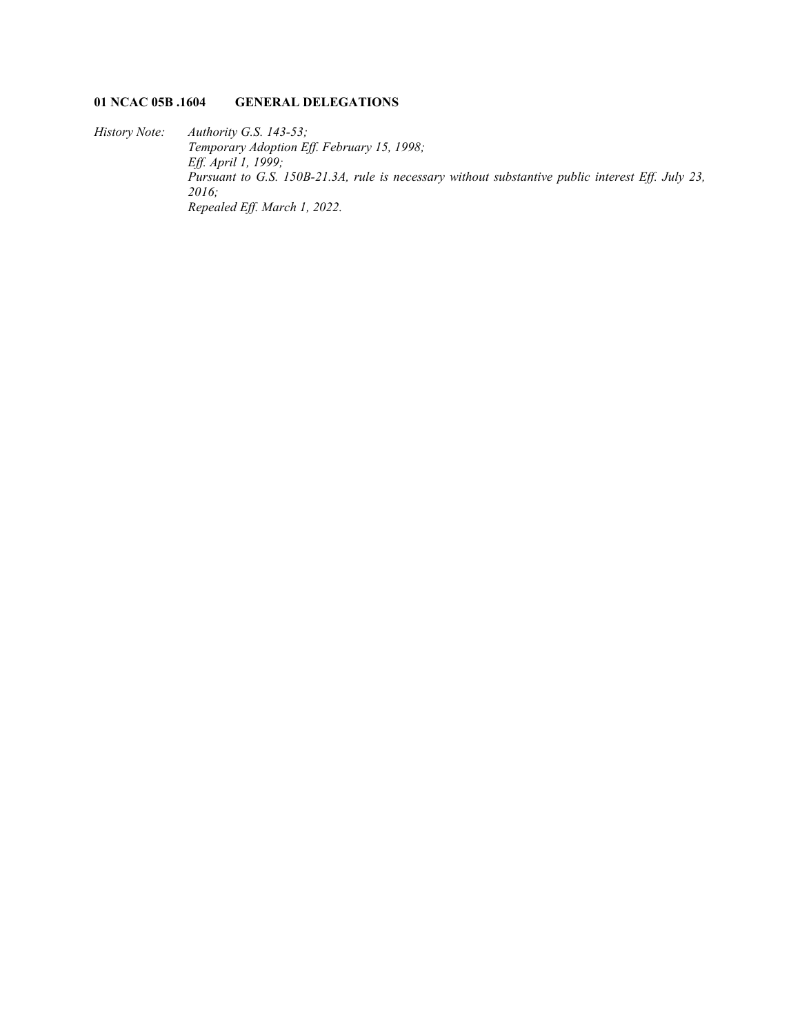**01 NCAC 05B .1604 GENERAL DELEGATIONS**

*History Note: Authority G.S. 143-53;*
*Temporary Adoption Eff. February 15, 1998;*
*Eff. April 1, 1999;*
*Pursuant to G.S. 150B-21.3A, rule is necessary without substantive public interest Eff. July 23, 2016;*
*Repealed Eff. March 1, 2022.*